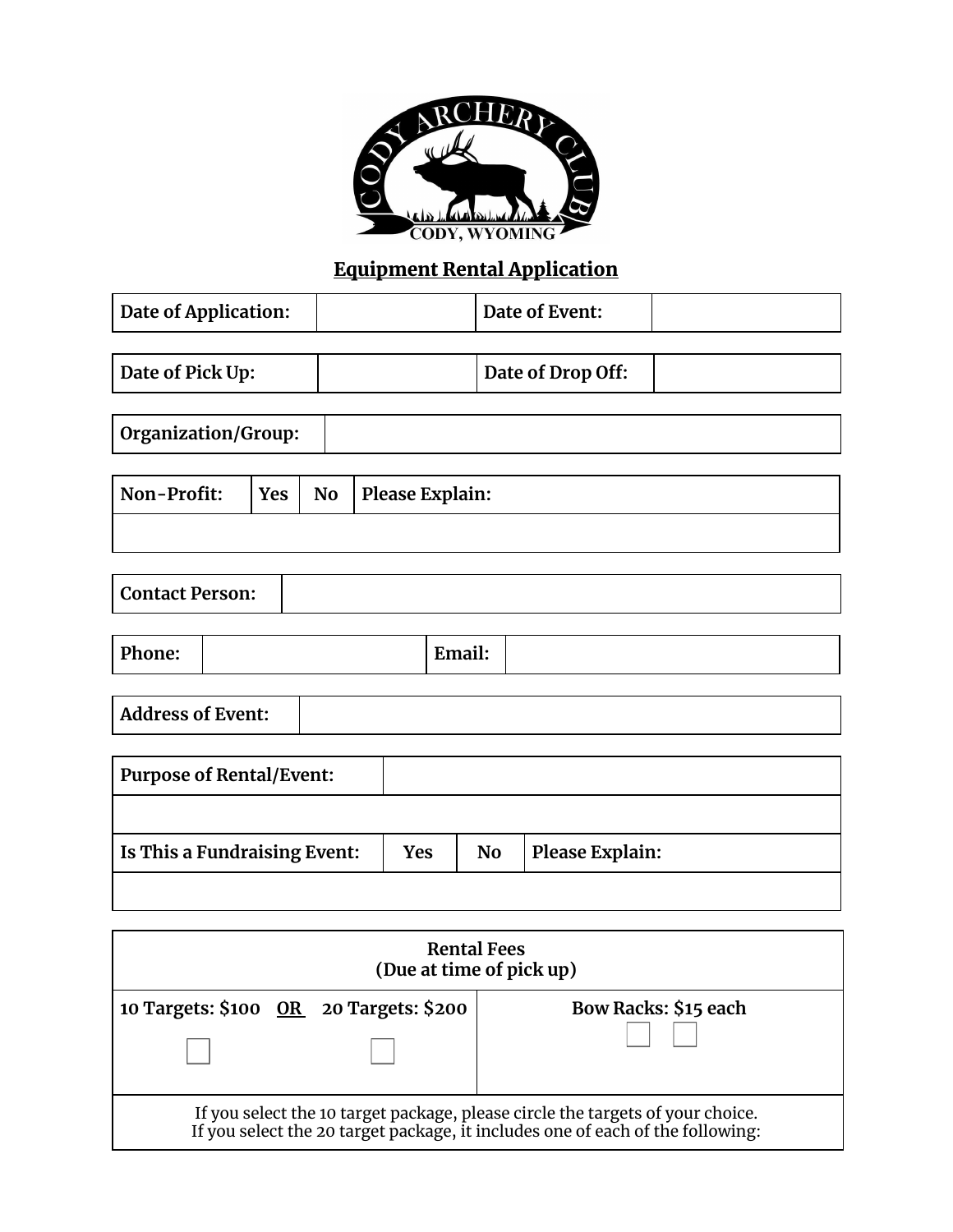CODY ARCHERY CLUB

CODY, WYOMING

## Equipment Rental Application

| Date of Application: | | Date of Event: | |
|---|---|---|---|

| Date of Pick Up: | | Date of Drop Off: | |
|---|---|---|---|

| Organization/Group: | |
|---|---|

| Non-Profit: | Yes | No | Please Explain: |
|---|---|---|---|
| | | | |

| Contact Person: | |
|---|---|

| Phone: | | Email: | |
|---|---|---|---|

| Address of Event: | |
|---|---|

| Purpose of Rental/Event: | | | |
|---|---|---|---|
| | | | |
| Is This a Fundraising Event: | Yes | No | Please Explain: |
| | | | |

| Rental Fees (Due at time of pick up) | |
|---|---|
| 10 Targets: $100 **OR** 20 Targets: $200 ☐ ☐ | Bow Racks: $15 each ☐ ☐ |
| If you select the 10 target package, please circle the targets of your choice. If you select the 20 target package, it includes one of each of the following: | |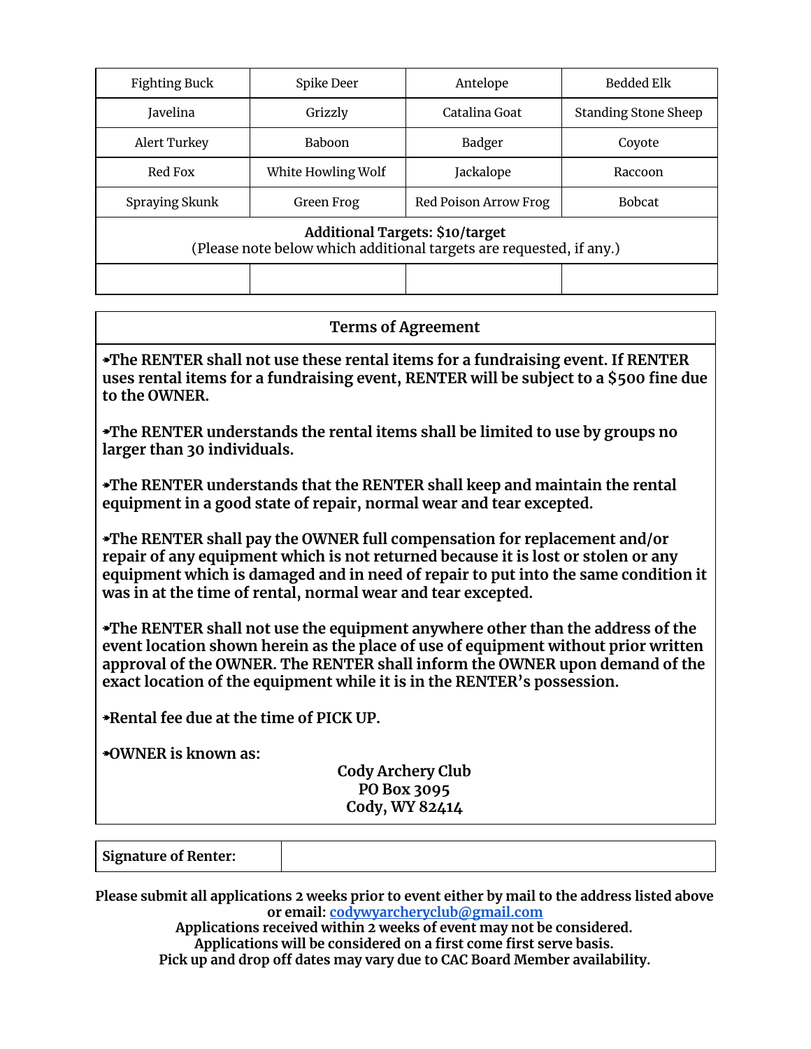| Fighting Buck | Spike Deer | Antelope | Bedded Elk |
|---|---|---|---|
| Javelina | Grizzly | Catalina Goat | Standing Stone Sheep |
| Alert Turkey | Baboon | Badger | Coyote |
| Red Fox | White Howling Wolf | Jackalope | Raccoon |
| Spraying Skunk | Green Frog | Red Poison Arrow Frog | Bobcat |
| **Additional Targets: $10/target** (Please note below which additional targets are requested, if any.) | | | |
| | | | |

## Terms of Agreement

➧**The RENTER shall not use these rental items for a fundraising event. If RENTER uses rental items for a fundraising event, RENTER will be subject to a $500 fine due to the OWNER.**

➧**The RENTER understands the rental items shall be limited to use by groups no larger than 30 individuals.**

➧**The RENTER understands that the RENTER shall keep and maintain the rental equipment in a good state of repair, normal wear and tear excepted.**

➧**The RENTER shall pay the OWNER full compensation for replacement and/or repair of any equipment which is not returned because it is lost or stolen or any equipment which is damaged and in need of repair to put into the same condition it was in at the time of rental, normal wear and tear excepted.**

➧**The RENTER shall not use the equipment anywhere other than the address of the event location shown herein as the place of use of equipment without prior written approval of the OWNER. The RENTER shall inform the OWNER upon demand of the exact location of the equipment while it is in the RENTER's possession.**

➧**Rental fee due at the time of PICK UP.**

➧**OWNER is known as:**

**Cody Archery Club**
**PO Box 3095**
**Cody, WY 82414**

| **Signature of Renter:** | |
|---|---|

**Please submit all applications 2 weeks prior to event either by mail to the address listed above or email: codywyarcheryclub@gmail.com**
**Applications received within 2 weeks of event may not be considered.**
**Applications will be considered on a first come first serve basis.**
**Pick up and drop off dates may vary due to CAC Board Member availability.**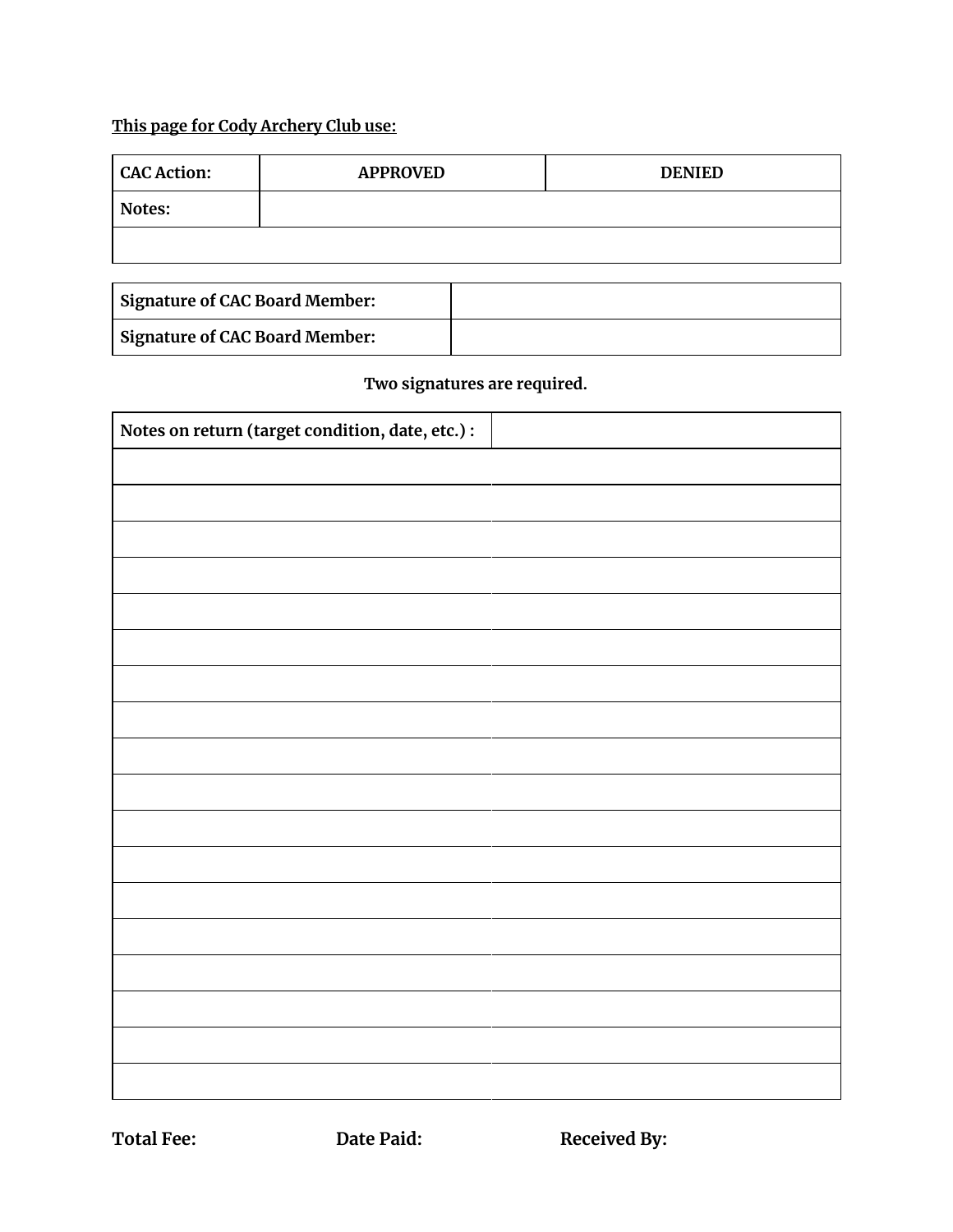<u>**This page for Cody Archery Club use:**</u>

| | | |
|---|---|---|
| **CAC Action:** | **APPROVED** | **DENIED** |
| **Notes:** | | |
| | | |

| | |
|---|---|
| **Signature of CAC Board Member:** | |
| **Signature of CAC Board Member:** | |

**Two signatures are required.**

| | |
|---|---|
| **Notes on return (target condition, date, etc.) :** | |
| | |
| | |
| | |
| | |
| | |
| | |
| | |
| | |
| | |
| | |
| | |
| | |
| | |
| | |
| | |
| | |
| | |
| | |

**Total Fee:** **Date Paid:** **Received By:**